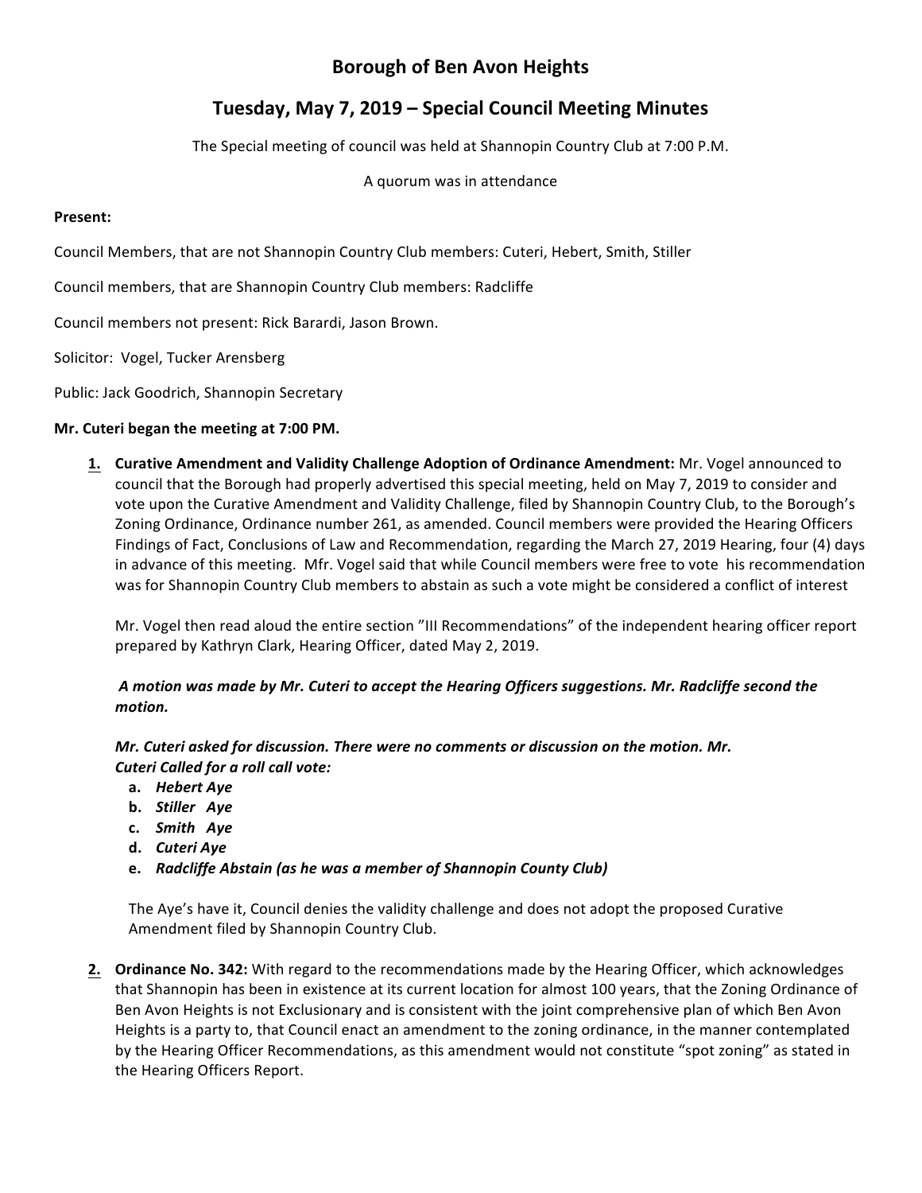# Borough of Ben Avon Heights

## Tuesday, May 7, 2019 – Special Council Meeting Minutes

The Special meeting of council was held at Shannopin Country Club at 7:00 P.M.

A quorum was in attendance

**Present:**

Council Members, that are not Shannopin Country Club members: Cuteri, Hebert, Smith, Stiller

Council members, that are Shannopin Country Club members: Radcliffe

Council members not present: Rick Barardi, Jason Brown.

Solicitor: Vogel, Tucker Arensberg

Public: Jack Goodrich, Shannopin Secretary

**Mr. Cuteri began the meeting at 7:00 PM.**

1. **Curative Amendment and Validity Challenge Adoption of Ordinance Amendment:** Mr. Vogel announced to council that the Borough had properly advertised this special meeting, held on May 7, 2019 to consider and vote upon the Curative Amendment and Validity Challenge, filed by Shannopin Country Club, to the Borough's Zoning Ordinance, Ordinance number 261, as amended. Council members were provided the Hearing Officers Findings of Fact, Conclusions of Law and Recommendation, regarding the March 27, 2019 Hearing, four (4) days in advance of this meeting. Mfr. Vogel said that while Council members were free to vote his recommendation was for Shannopin Country Club members to abstain as such a vote might be considered a conflict of interest

   Mr. Vogel then read aloud the entire section "III Recommendations" of the independent hearing officer report prepared by Kathryn Clark, Hearing Officer, dated May 2, 2019.

   ***A motion was made by Mr. Cuteri to accept the Hearing Officers suggestions. Mr. Radcliffe second the motion.***

   ***Mr. Cuteri asked for discussion. There were no comments or discussion on the motion. Mr. Cuteri Called for a roll call vote:***

   a. ***Hebert Aye***
   b. ***Stiller Aye***
   c. ***Smith Aye***
   d. ***Cuteri Aye***
   e. ***Radcliffe Abstain (as he was a member of Shannopin County Club)***

   The Aye's have it, Council denies the validity challenge and does not adopt the proposed Curative Amendment filed by Shannopin Country Club.

2. **Ordinance No. 342:** With regard to the recommendations made by the Hearing Officer, which acknowledges that Shannopin has been in existence at its current location for almost 100 years, that the Zoning Ordinance of Ben Avon Heights is not Exclusionary and is consistent with the joint comprehensive plan of which Ben Avon Heights is a party to, that Council enact an amendment to the zoning ordinance, in the manner contemplated by the Hearing Officer Recommendations, as this amendment would not constitute "spot zoning" as stated in the Hearing Officers Report.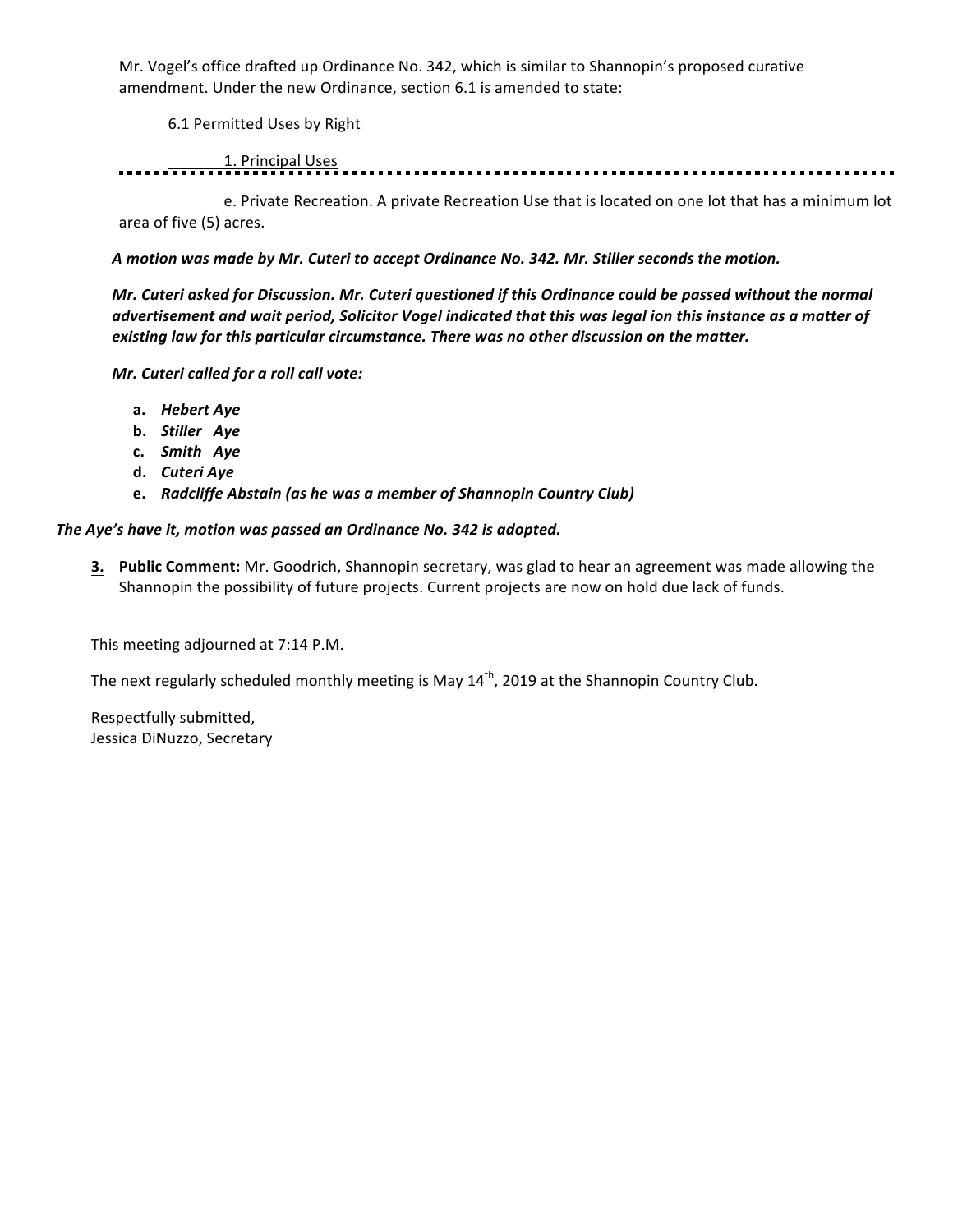Mr. Vogel's office drafted up Ordinance No. 342, which is similar to Shannopin's proposed curative amendment. Under the new Ordinance, section 6.1 is amended to state:

6.1 Permitted Uses by Right

1. Principal Uses

e. Private Recreation. A private Recreation Use that is located on one lot that has a minimum lot area of five (5) acres.

***A motion was made by Mr. Cuteri to accept Ordinance No. 342. Mr. Stiller seconds the motion.***

***Mr. Cuteri asked for Discussion. Mr. Cuteri questioned if this Ordinance could be passed without the normal advertisement and wait period, Solicitor Vogel indicated that this was legal ion this instance as a matter of existing law for this particular circumstance. There was no other discussion on the matter.***

***Mr. Cuteri called for a roll call vote:***

a. ***Hebert Aye***
b. ***Stiller Aye***
c. ***Smith Aye***
d. ***Cuteri Aye***
e. ***Radcliffe Abstain (as he was a member of Shannopin Country Club)***

***The Aye's have it, motion was passed an Ordinance No. 342 is adopted.***

3. **Public Comment:** Mr. Goodrich, Shannopin secretary, was glad to hear an agreement was made allowing the Shannopin the possibility of future projects. Current projects are now on hold due lack of funds.

This meeting adjourned at 7:14 P.M.

The next regularly scheduled monthly meeting is May 14th, 2019 at the Shannopin Country Club.

Respectfully submitted,
Jessica DiNuzzo, Secretary